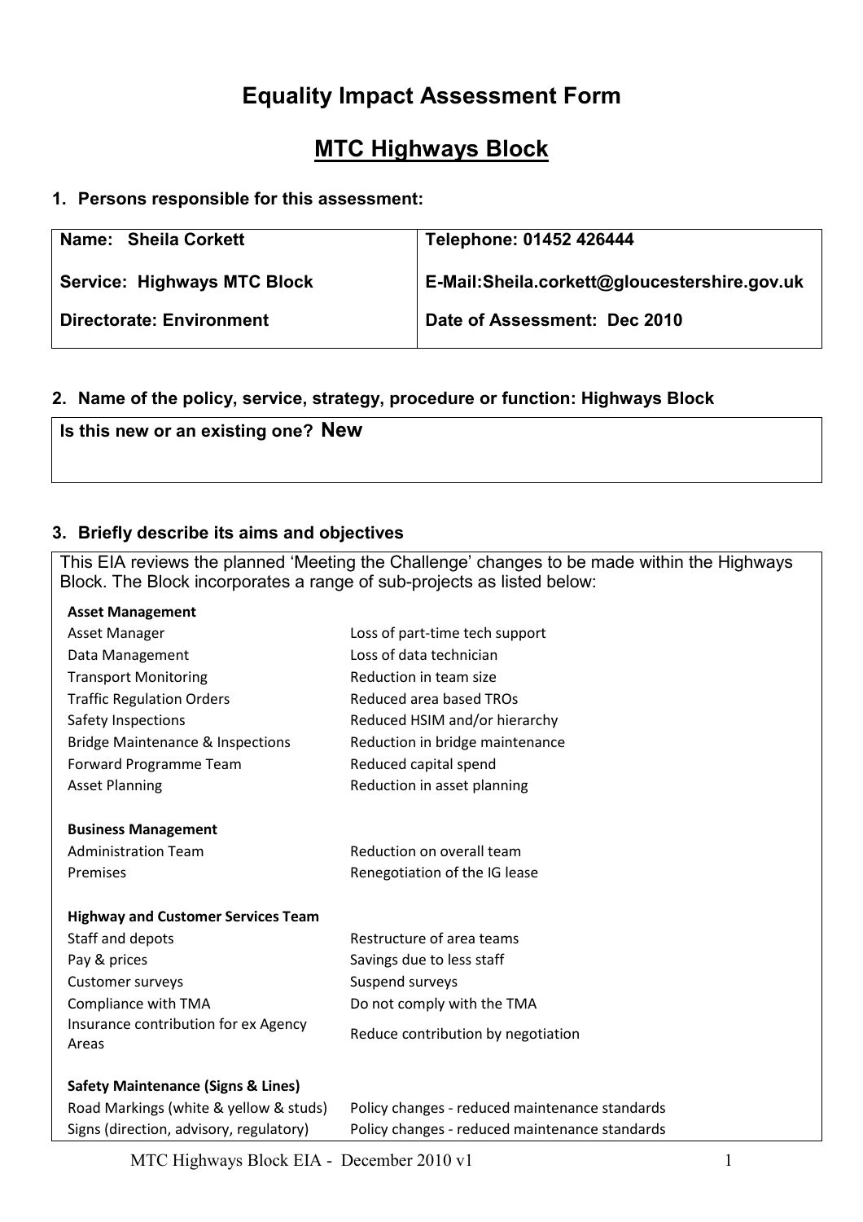# Equality Impact Assessment Form

## MTC Highways Block

### 1. Persons responsible for this assessment:

| | |
|---|---|
| **Name: Sheila Corkett** | **Telephone: 01452 426444** |
| **Service: Highways MTC Block** | **E-Mail:Sheila.corkett@gloucestershire.gov.uk** |
| **Directorate: Environment** | **Date of Assessment: Dec 2010** |

### 2. Name of the policy, service, strategy, procedure or function: Highways Block

**Is this new or an existing one? New**

### 3. Briefly describe its aims and objectives

This EIA reviews the planned 'Meeting the Challenge' changes to be made within the Highways Block. The Block incorporates a range of sub-projects as listed below:

| | |
|---|---|
| **Asset Management** | |
| Asset Manager | Loss of part-time tech support |
| Data Management | Loss of data technician |
| Transport Monitoring | Reduction in team size |
| Traffic Regulation Orders | Reduced area based TROs |
| Safety Inspections | Reduced HSIM and/or hierarchy |
| Bridge Maintenance & Inspections | Reduction in bridge maintenance |
| Forward Programme Team | Reduced capital spend |
| Asset Planning | Reduction in asset planning |
| **Business Management** | |
| Administration Team | Reduction on overall team |
| Premises | Renegotiation of the IG lease |
| **Highway and Customer Services Team** | |
| Staff and depots | Restructure of area teams |
| Pay & prices | Savings due to less staff |
| Customer surveys | Suspend surveys |
| Compliance with TMA | Do not comply with the TMA |
| Insurance contribution for ex Agency Areas | Reduce contribution by negotiation |
| **Safety Maintenance (Signs & Lines)** | |
| Road Markings (white & yellow & studs) | Policy changes - reduced maintenance standards |
| Signs (direction, advisory, regulatory) | Policy changes - reduced maintenance standards |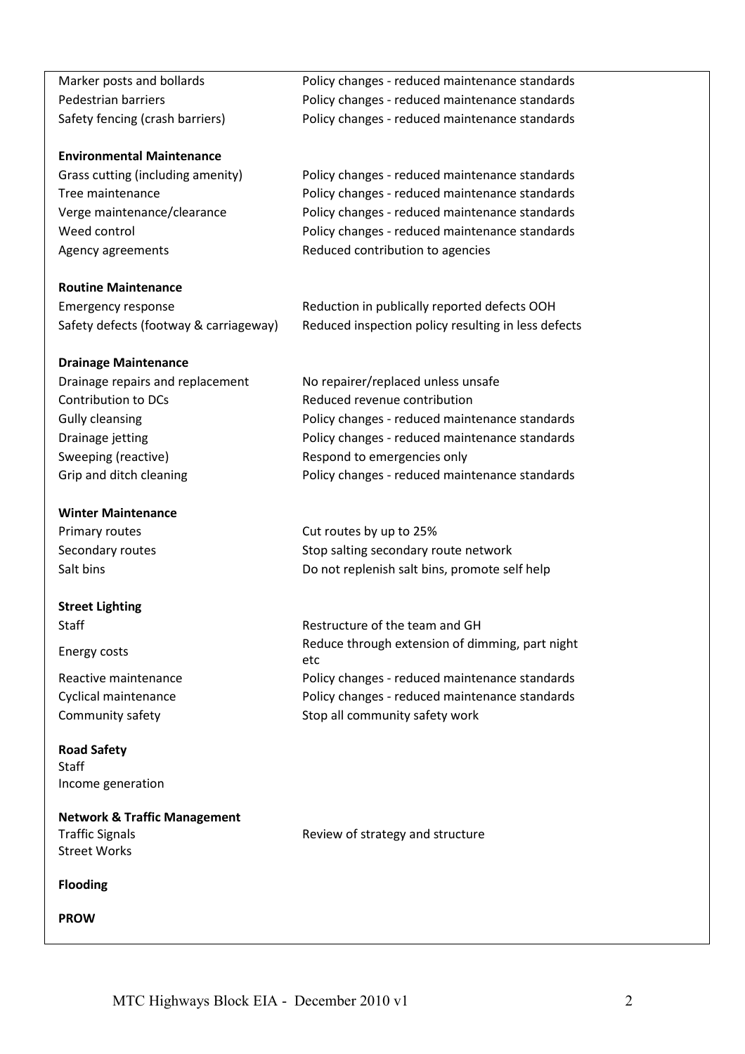| | |
|---|---|
| Marker posts and bollards | Policy changes - reduced maintenance standards |
| Pedestrian barriers | Policy changes - reduced maintenance standards |
| Safety fencing (crash barriers) | Policy changes - reduced maintenance standards |
| **Environmental Maintenance** | |
| Grass cutting (including amenity) | Policy changes - reduced maintenance standards |
| Tree maintenance | Policy changes - reduced maintenance standards |
| Verge maintenance/clearance | Policy changes - reduced maintenance standards |
| Weed control | Policy changes - reduced maintenance standards |
| Agency agreements | Reduced contribution to agencies |
| **Routine Maintenance** | |
| Emergency response | Reduction in publically reported defects OOH |
| Safety defects (footway & carriageway) | Reduced inspection policy resulting in less defects |
| **Drainage Maintenance** | |
| Drainage repairs and replacement | No repairer/replaced unless unsafe |
| Contribution to DCs | Reduced revenue contribution |
| Gully cleansing | Policy changes - reduced maintenance standards |
| Drainage jetting | Policy changes - reduced maintenance standards |
| Sweeping (reactive) | Respond to emergencies only |
| Grip and ditch cleaning | Policy changes - reduced maintenance standards |
| **Winter Maintenance** | |
| Primary routes | Cut routes by up to 25% |
| Secondary routes | Stop salting secondary route network |
| Salt bins | Do not replenish salt bins, promote self help |
| **Street Lighting** | |
| Staff | Restructure of the team and GH |
| Energy costs | Reduce through extension of dimming, part night etc |
| Reactive maintenance | Policy changes - reduced maintenance standards |
| Cyclical maintenance | Policy changes - reduced maintenance standards |
| Community safety | Stop all community safety work |
| **Road Safety** | |
| Staff | |
| Income generation | |
| **Network & Traffic Management** | |
| Traffic Signals | Review of strategy and structure |
| Street Works | |
| **Flooding** | |
| **PROW** | |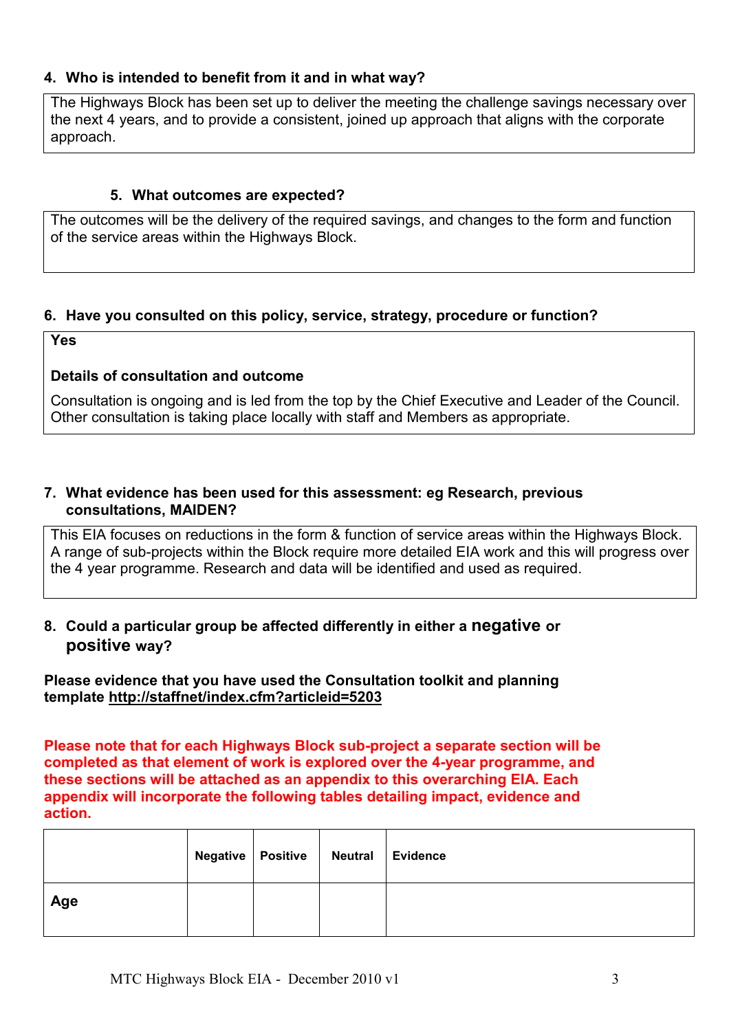### 4. Who is intended to benefit from it and in what way?

The Highways Block has been set up to deliver the meeting the challenge savings necessary over the next 4 years, and to provide a consistent, joined up approach that aligns with the corporate approach.

### 5. What outcomes are expected?

The outcomes will be the delivery of the required savings, and changes to the form and function of the service areas within the Highways Block.

### 6. Have you consulted on this policy, service, strategy, procedure or function?

**Yes**

**Details of consultation and outcome**

Consultation is ongoing and is led from the top by the Chief Executive and Leader of the Council. Other consultation is taking place locally with staff and Members as appropriate.

### 7. What evidence has been used for this assessment: eg Research, previous consultations, MAIDEN?

This EIA focuses on reductions in the form & function of service areas within the Highways Block. A range of sub-projects within the Block require more detailed EIA work and this will progress over the 4 year programme. Research and data will be identified and used as required.

### 8. Could a particular group be affected differently in either a negative or positive way?

**Please evidence that you have used the Consultation toolkit and planning template http://staffnet/index.cfm?articleid=5203**

**Please note that for each Highways Block sub-project a separate section will be completed as that element of work is explored over the 4-year programme, and these sections will be attached as an appendix to this overarching EIA. Each appendix will incorporate the following tables detailing impact, evidence and action.**

| | Negative | Positive | Neutral | Evidence |
|---|---|---|---|---|
| **Age** | | | | |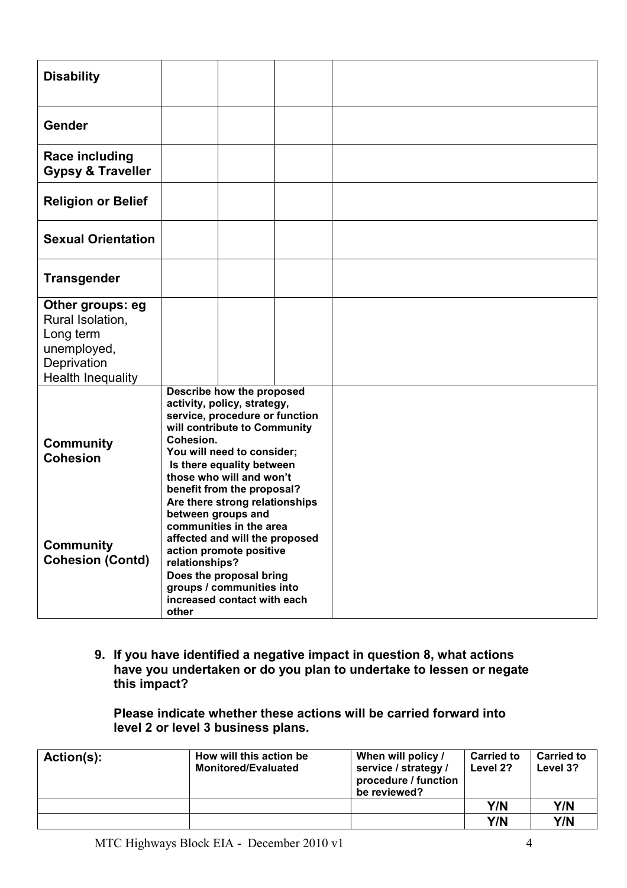| | | | | |
|---|---|---|---|---|
| **Disability** | | | | |
| **Gender** | | | | |
| **Race including Gypsy & Traveller** | | | | |
| **Religion or Belief** | | | | |
| **Sexual Orientation** | | | | |
| **Transgender** | | | | |
| **Other groups: eg** Rural Isolation, Long term unemployed, Deprivation Health Inequality | | | | |
| **Community Cohesion**<br><br>**Community Cohesion (Contd)** | **Describe how the proposed activity, policy, strategy, service, procedure or function will contribute to Community Cohesion.**<br>**You will need to consider;**<br>**Is there equality between those who will and won't benefit from the proposal?**<br>**Are there strong relationships between groups and communities in the area affected and will the proposed action promote positive relationships?**<br>**Does the proposal bring groups / communities into increased contact with each other** | | | |

**9. If you have identified a negative impact in question 8, what actions have you undertaken or do you plan to undertake to lessen or negate this impact?**

**Please indicate whether these actions will be carried forward into level 2 or level 3 business plans.**

| Action(s): | How will this action be Monitored/Evaluated | When will policy / service / strategy / procedure / function be reviewed? | Carried to Level 2? | Carried to Level 3? |
|---|---|---|---|---|
| | | | **Y/N** | **Y/N** |
| | | | **Y/N** | **Y/N** |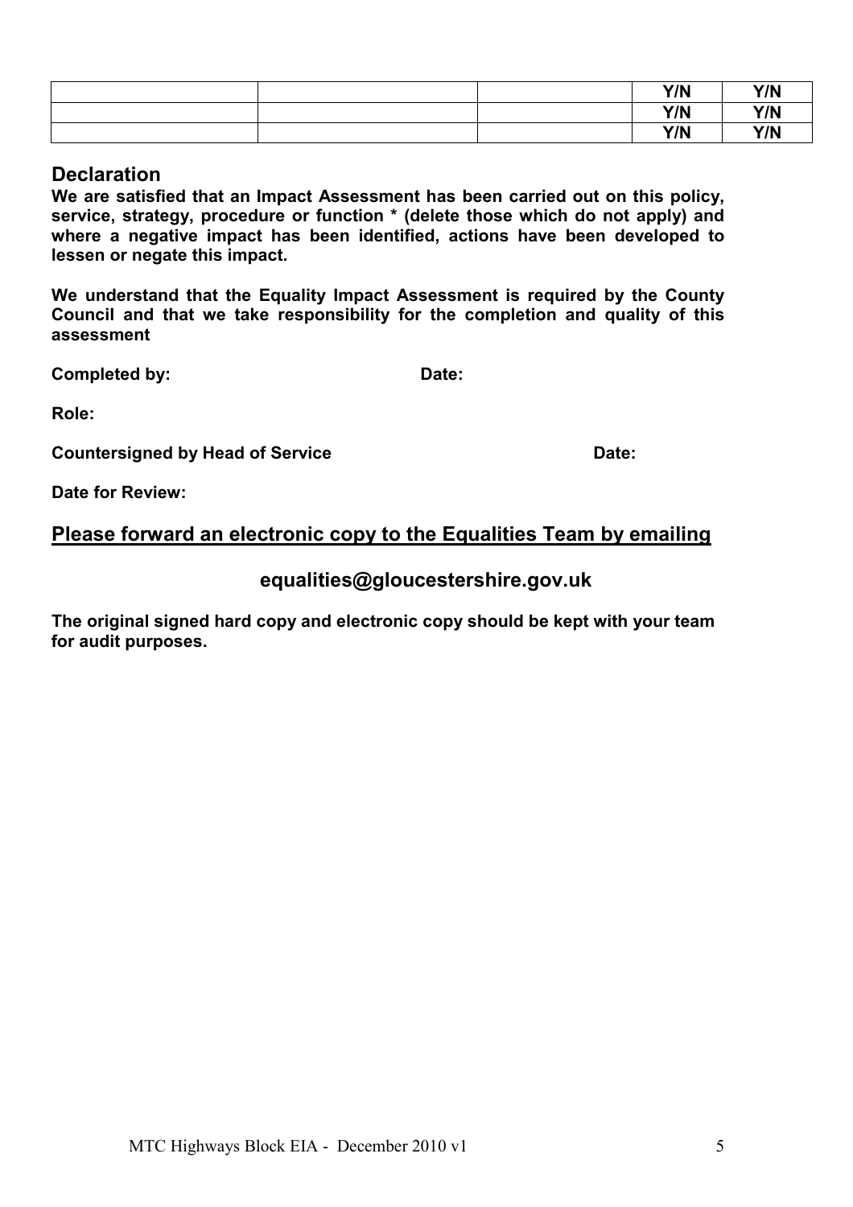| | | | | |
|---|---|---|---|---|
| | | | Y/N | Y/N |
| | | | Y/N | Y/N |
| | | | Y/N | Y/N |

## Declaration

**We are satisfied that an Impact Assessment has been carried out on this policy, service, strategy, procedure or function * (delete those which do not apply) and where a negative impact has been identified, actions have been developed to lessen or negate this impact.**

**We understand that the Equality Impact Assessment is required by the County Council and that we take responsibility for the completion and quality of this assessment**

**Completed by:** **Date:**

**Role:**

**Countersigned by Head of Service** **Date:**

**Date for Review:**

**<u>Please forward an electronic copy to the Equalities Team by emailing</u>**

**equalities@gloucestershire.gov.uk**

**The original signed hard copy and electronic copy should be kept with your team for audit purposes.**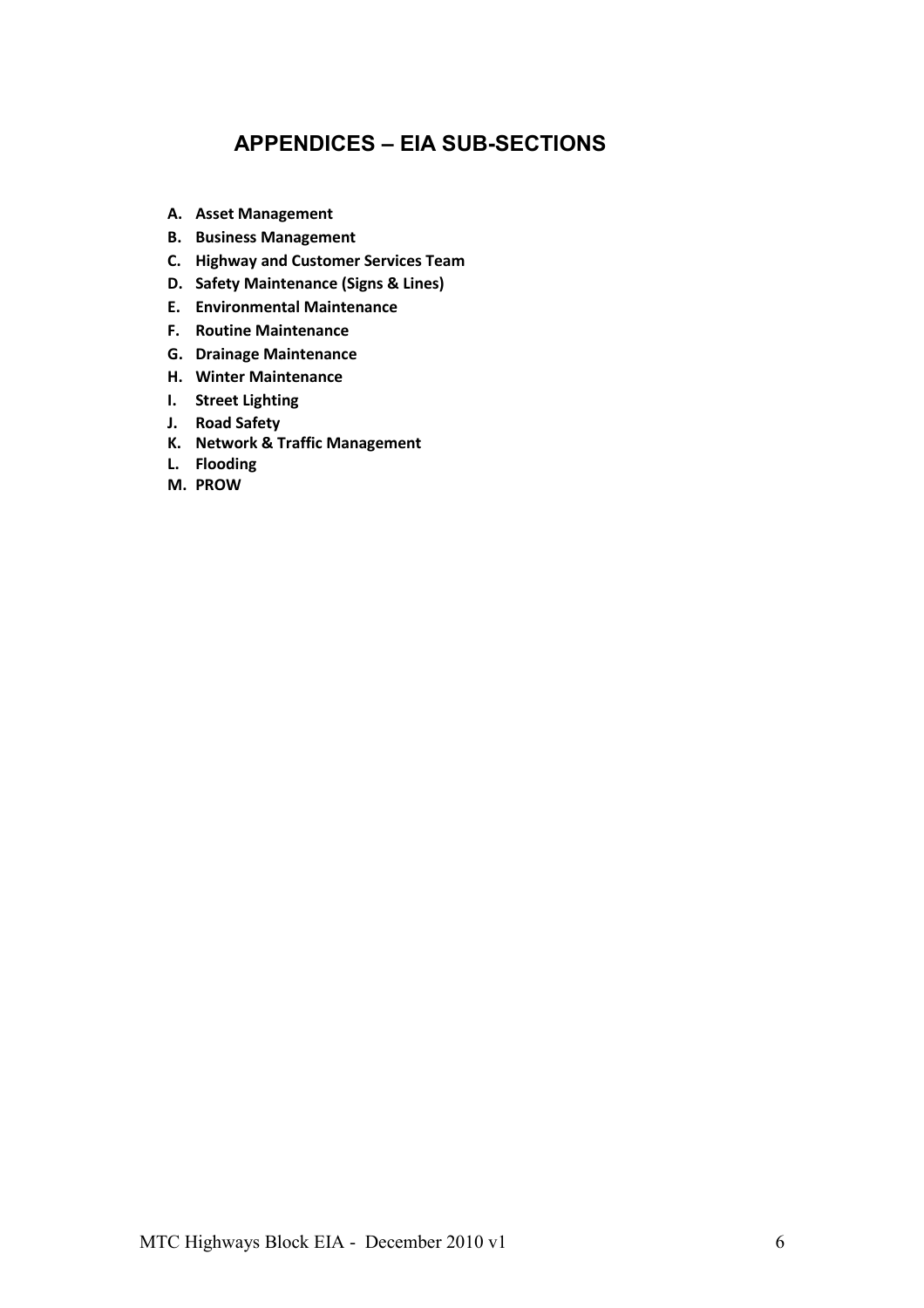## APPENDICES – EIA SUB-SECTIONS

**A. Asset Management**
**B. Business Management**
**C. Highway and Customer Services Team**
**D. Safety Maintenance (Signs & Lines)**
**E. Environmental Maintenance**
**F. Routine Maintenance**
**G. Drainage Maintenance**
**H. Winter Maintenance**
**I. Street Lighting**
**J. Road Safety**
**K. Network & Traffic Management**
**L. Flooding**
**M. PROW**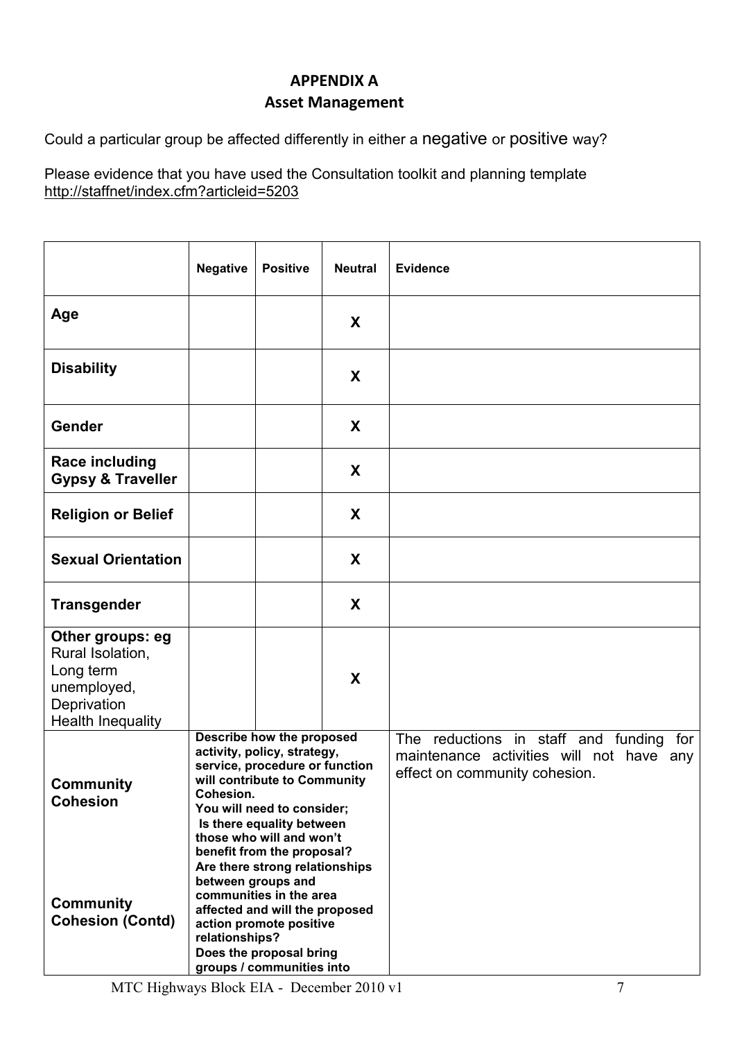## APPENDIX A

## Asset Management

Could a particular group be affected differently in either a negative or positive way?

Please evidence that you have used the Consultation toolkit and planning template http://staffnet/index.cfm?articleid=5203

| | Negative | Positive | Neutral | Evidence |
|---|---|---|---|---|
| **Age** | | | **X** | |
| **Disability** | | | **X** | |
| **Gender** | | | **X** | |
| **Race including Gypsy & Traveller** | | | **X** | |
| **Religion or Belief** | | | **X** | |
| **Sexual Orientation** | | | **X** | |
| **Transgender** | | | **X** | |
| **Other groups: eg** Rural Isolation, Long term unemployed, Deprivation Health Inequality | | | **X** | |
| **Community Cohesion**<br><br>**Community Cohesion (Contd)** | **Describe how the proposed activity, policy, strategy, service, procedure or function will contribute to Community Cohesion. You will need to consider; Is there equality between those who will and won't benefit from the proposal? Are there strong relationships between groups and communities in the area affected and will the proposed action promote positive relationships? Does the proposal bring groups / communities into** | | | The reductions in staff and funding for maintenance activities will not have any effect on community cohesion. |

MTC Highways Block EIA - December 2010 v1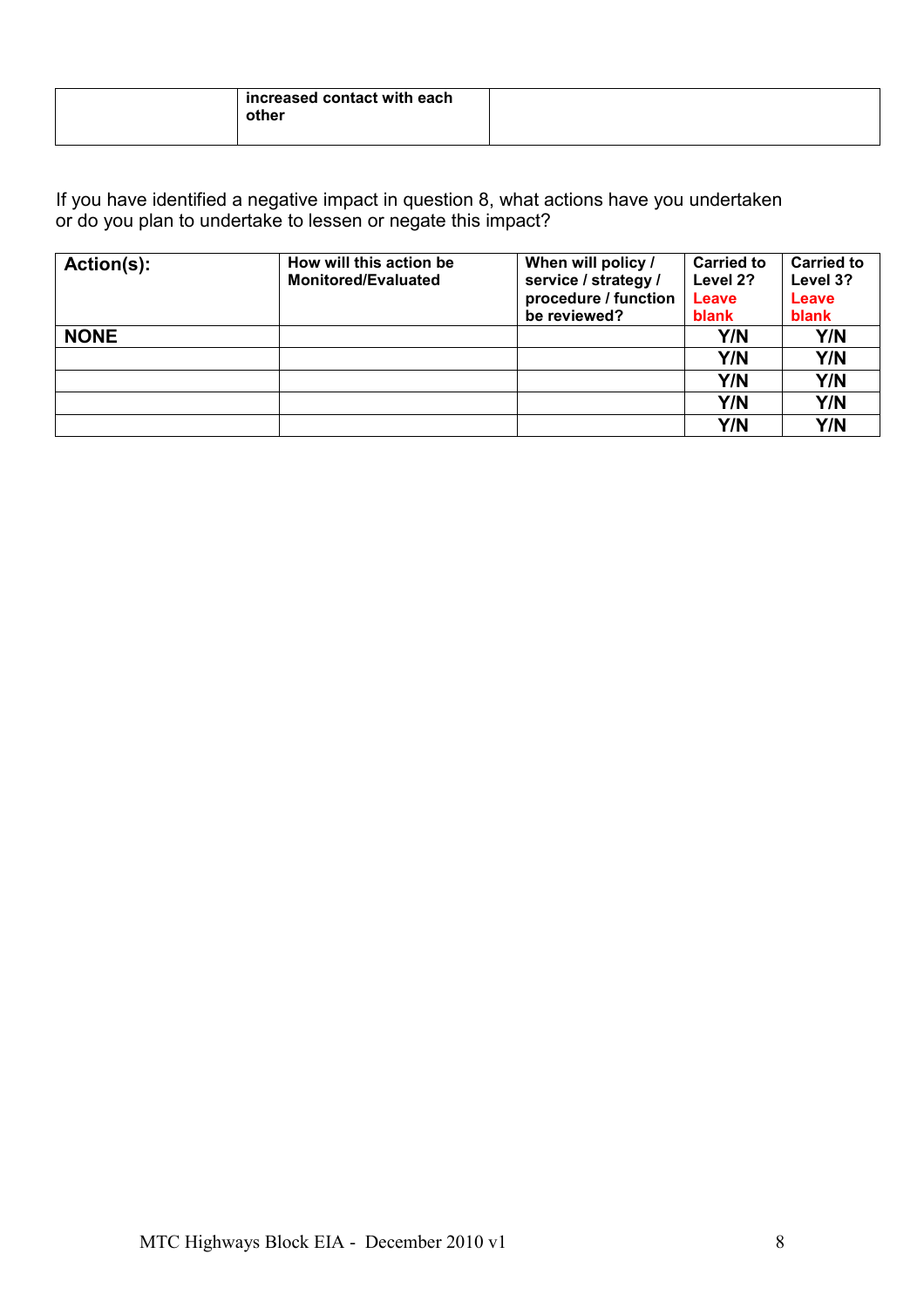| | **increased contact with each other** | |
|---|---|---|

If you have identified a negative impact in question 8, what actions have you undertaken or do you plan to undertake to lessen or negate this impact?

| **Action(s):** | **How will this action be Monitored/Evaluated** | **When will policy / service / strategy / procedure / function be reviewed?** | **Carried to Level 2?** **Leave blank** | **Carried to Level 3?** **Leave blank** |
|---|---|---|---|---|
| **NONE** | | | **Y/N** | **Y/N** |
| | | | **Y/N** | **Y/N** |
| | | | **Y/N** | **Y/N** |
| | | | **Y/N** | **Y/N** |
| | | | **Y/N** | **Y/N** |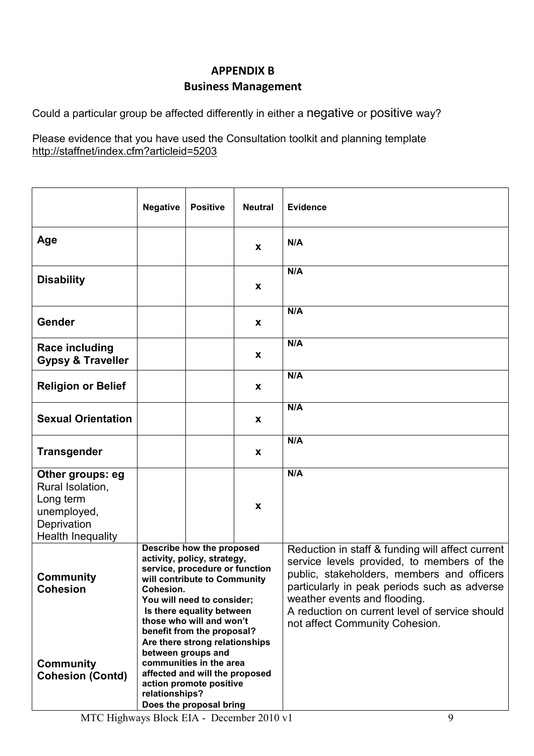# APPENDIX B

## Business Management

Could a particular group be affected differently in either a negative or positive way?

Please evidence that you have used the Consultation toolkit and planning template http://staffnet/index.cfm?articleid=5203

| | Negative | Positive | Neutral | Evidence |
|---|---|---|---|---|
| **Age** | | | **x** | **N/A** |
| **Disability** | | | **x** | **N/A** |
| **Gender** | | | **x** | **N/A** |
| **Race including Gypsy & Traveller** | | | **x** | **N/A** |
| **Religion or Belief** | | | **x** | **N/A** |
| **Sexual Orientation** | | | **x** | **N/A** |
| **Transgender** | | | **x** | **N/A** |
| **Other groups: eg** Rural Isolation, Long term unemployed, Deprivation Health Inequality | | | **x** | **N/A** |
| **Community Cohesion**<br><br>**Community Cohesion (Contd)** | **Describe how the proposed activity, policy, strategy, service, procedure or function will contribute to Community Cohesion.**<br>**You will need to consider;**<br>**Is there equality between those who will and won't benefit from the proposal?**<br>**Are there strong relationships between groups and communities in the area affected and will the proposed action promote positive relationships?**<br>**Does the proposal bring** | | | Reduction in staff & funding will affect current service levels provided, to members of the public, stakeholders, members and officers particularly in peak periods such as adverse weather events and flooding.<br>A reduction on current level of service should not affect Community Cohesion. |

MTC Highways Block EIA - December 2010 v1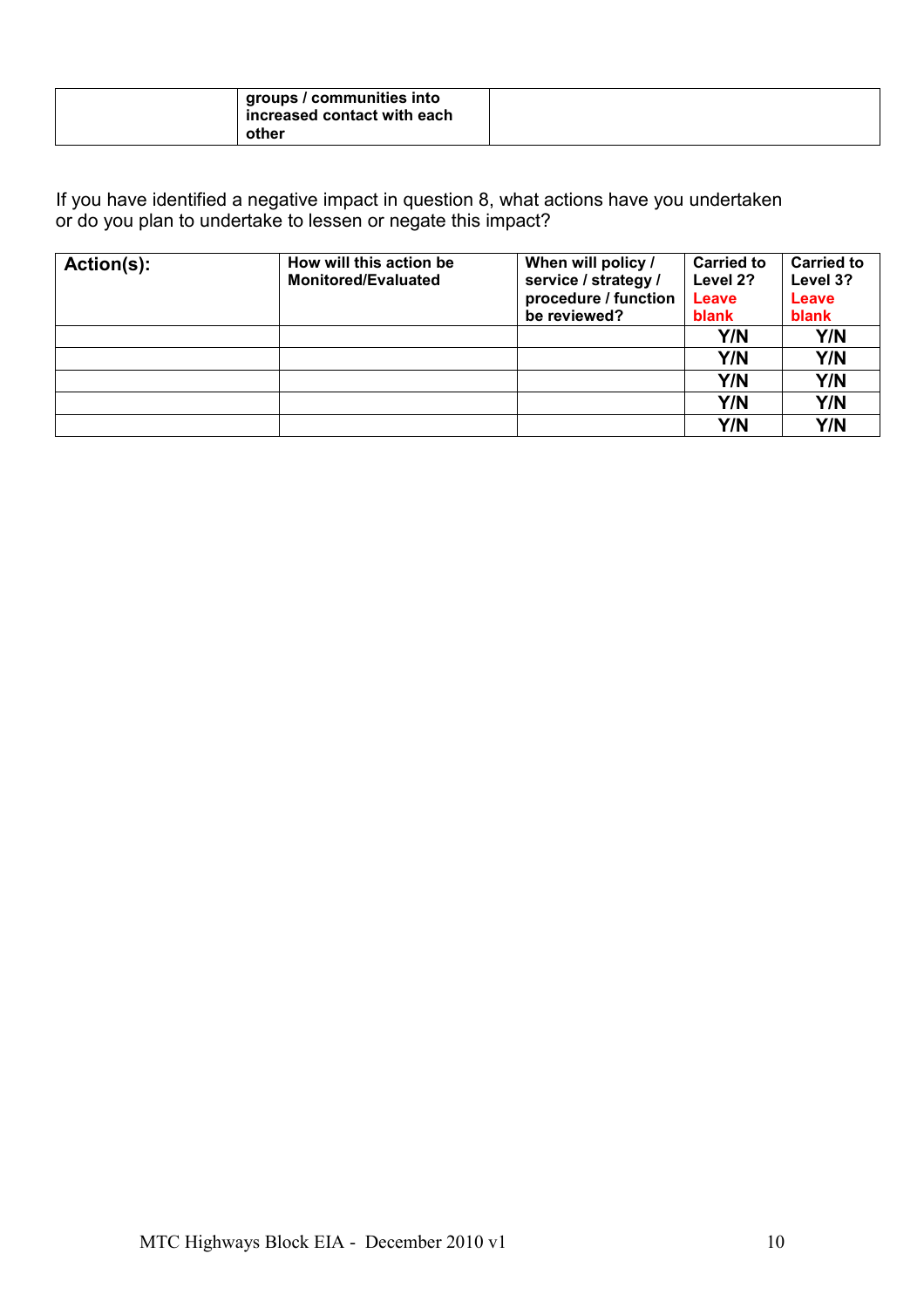| | groups / communities into increased contact with each other | |
|---|---|---|

If you have identified a negative impact in question 8, what actions have you undertaken or do you plan to undertake to lessen or negate this impact?

| **Action(s):** | **How will this action be Monitored/Evaluated** | **When will policy / service / strategy / procedure / function be reviewed?** | **Carried to Level 2?** Leave blank | **Carried to Level 3?** Leave blank |
|---|---|---|---|---|
| | | | **Y/N** | **Y/N** |
| | | | **Y/N** | **Y/N** |
| | | | **Y/N** | **Y/N** |
| | | | **Y/N** | **Y/N** |
| | | | **Y/N** | **Y/N** |

MTC Highways Block EIA - December 2010 v1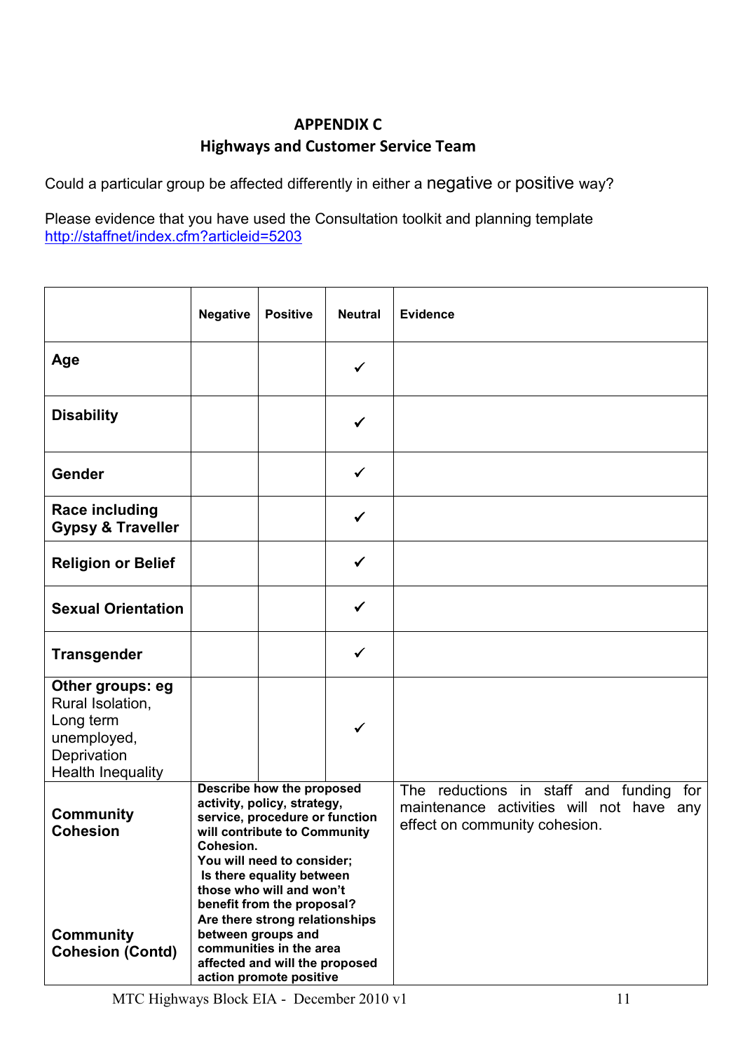**APPENDIX C**
**Highways and Customer Service Team**

Could a particular group be affected differently in either a negative or positive way?

Please evidence that you have used the Consultation toolkit and planning template
http://staffnet/index.cfm?articleid=5203

| | Negative | Positive | Neutral | Evidence |
|---|---|---|---|---|
| **Age** | | | ✓ | |
| **Disability** | | | ✓ | |
| **Gender** | | | ✓ | |
| **Race including Gypsy & Traveller** | | | ✓ | |
| **Religion or Belief** | | | ✓ | |
| **Sexual Orientation** | | | ✓ | |
| **Transgender** | | | ✓ | |
| **Other groups: eg** Rural Isolation, Long term unemployed, Deprivation Health Inequality | | | ✓ | |
| **Community Cohesion** **Community Cohesion (Contd)** | **Describe how the proposed activity, policy, strategy, service, procedure or function will contribute to Community Cohesion. You will need to consider; Is there equality between those who will and won't benefit from the proposal? Are there strong relationships between groups and communities in the area affected and will the proposed action promote positive** | | | The reductions in staff and funding for maintenance activities will not have any effect on community cohesion. |

MTC Highways Block EIA - December 2010 v1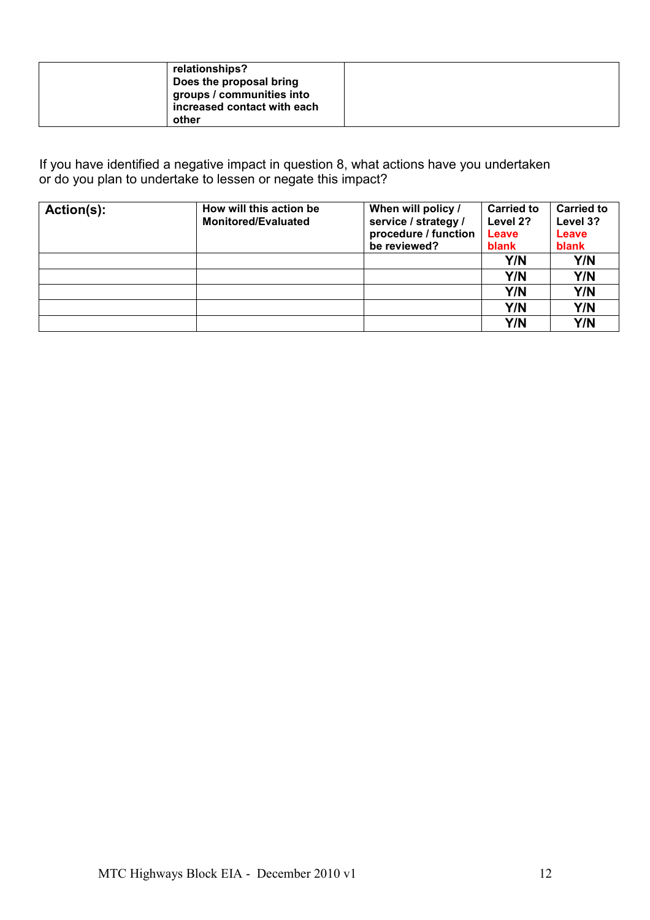| | **relationships?** **Does the proposal bring groups / communities into increased contact with each other** | |
|---|---|---|

If you have identified a negative impact in question 8, what actions have you undertaken or do you plan to undertake to lessen or negate this impact?

| **Action(s):** | **How will this action be Monitored/Evaluated** | **When will policy / service / strategy / procedure / function be reviewed?** | **Carried to Level 2? Leave blank** | **Carried to Level 3? Leave blank** |
|---|---|---|---|---|
| | | | **Y/N** | **Y/N** |
| | | | **Y/N** | **Y/N** |
| | | | **Y/N** | **Y/N** |
| | | | **Y/N** | **Y/N** |
| | | | **Y/N** | **Y/N** |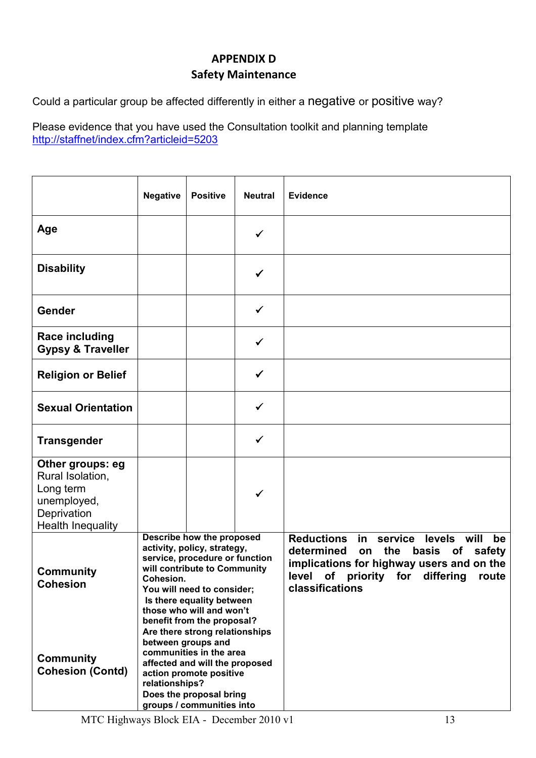## APPENDIX D
## Safety Maintenance

Could a particular group be affected differently in either a negative or positive way?

Please evidence that you have used the Consultation toolkit and planning template http://staffnet/index.cfm?articleid=5203

| | Negative | Positive | Neutral | Evidence |
|---|---|---|---|---|
| **Age** | | | ✓ | |
| **Disability** | | | ✓ | |
| **Gender** | | | ✓ | |
| **Race including Gypsy & Traveller** | | | ✓ | |
| **Religion or Belief** | | | ✓ | |
| **Sexual Orientation** | | | ✓ | |
| **Transgender** | | | ✓ | |
| **Other groups: eg** Rural Isolation, Long term unemployed, Deprivation Health Inequality | | | ✓ | |
| **Community Cohesion**<br><br>**Community Cohesion (Contd)** | **Describe how the proposed activity, policy, strategy, service, procedure or function will contribute to Community Cohesion. You will need to consider; Is there equality between those who will and won't benefit from the proposal? Are there strong relationships between groups and communities in the area affected and will the proposed action promote positive relationships? Does the proposal bring groups / communities into** | | | **Reductions in service levels will be determined on the basis of safety implications for highway users and on the level of priority for differing route classifications** |

MTC Highways Block EIA - December 2010 v1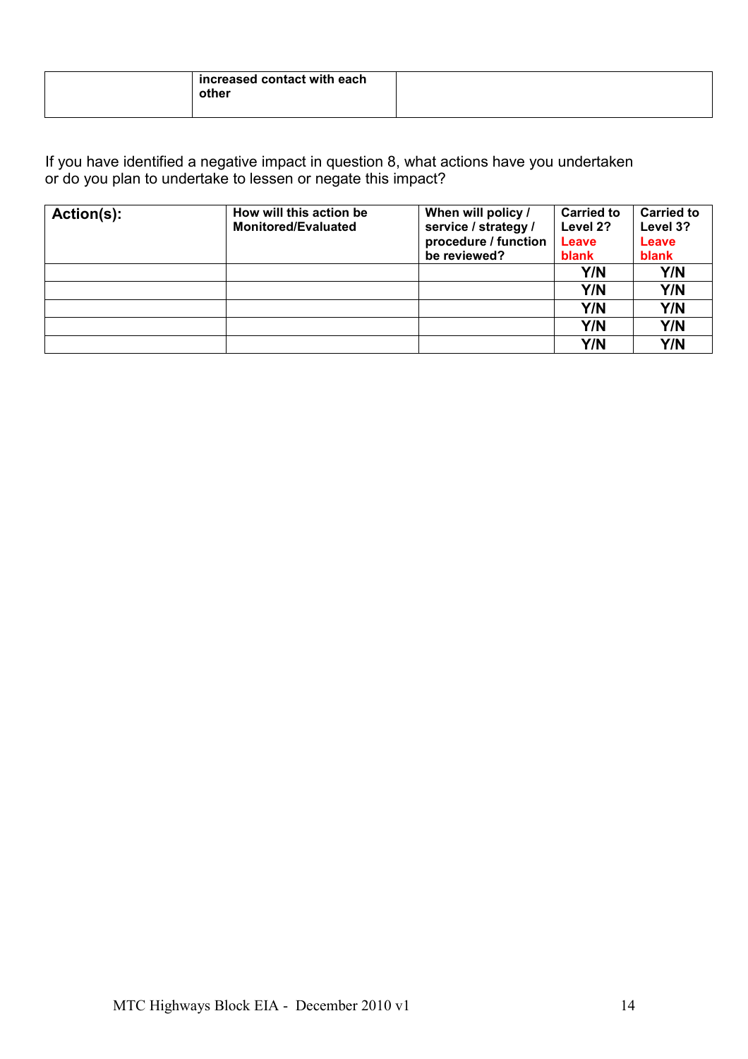| | **increased contact with each other** | |
|---|---|---|

If you have identified a negative impact in question 8, what actions have you undertaken or do you plan to undertake to lessen or negate this impact?

| **Action(s):** | **How will this action be Monitored/Evaluated** | **When will policy / service / strategy / procedure / function be reviewed?** | **Carried to Level 2? Leave blank** | **Carried to Level 3? Leave blank** |
|---|---|---|---|---|
| | | | **Y/N** | **Y/N** |
| | | | **Y/N** | **Y/N** |
| | | | **Y/N** | **Y/N** |
| | | | **Y/N** | **Y/N** |
| | | | **Y/N** | **Y/N** |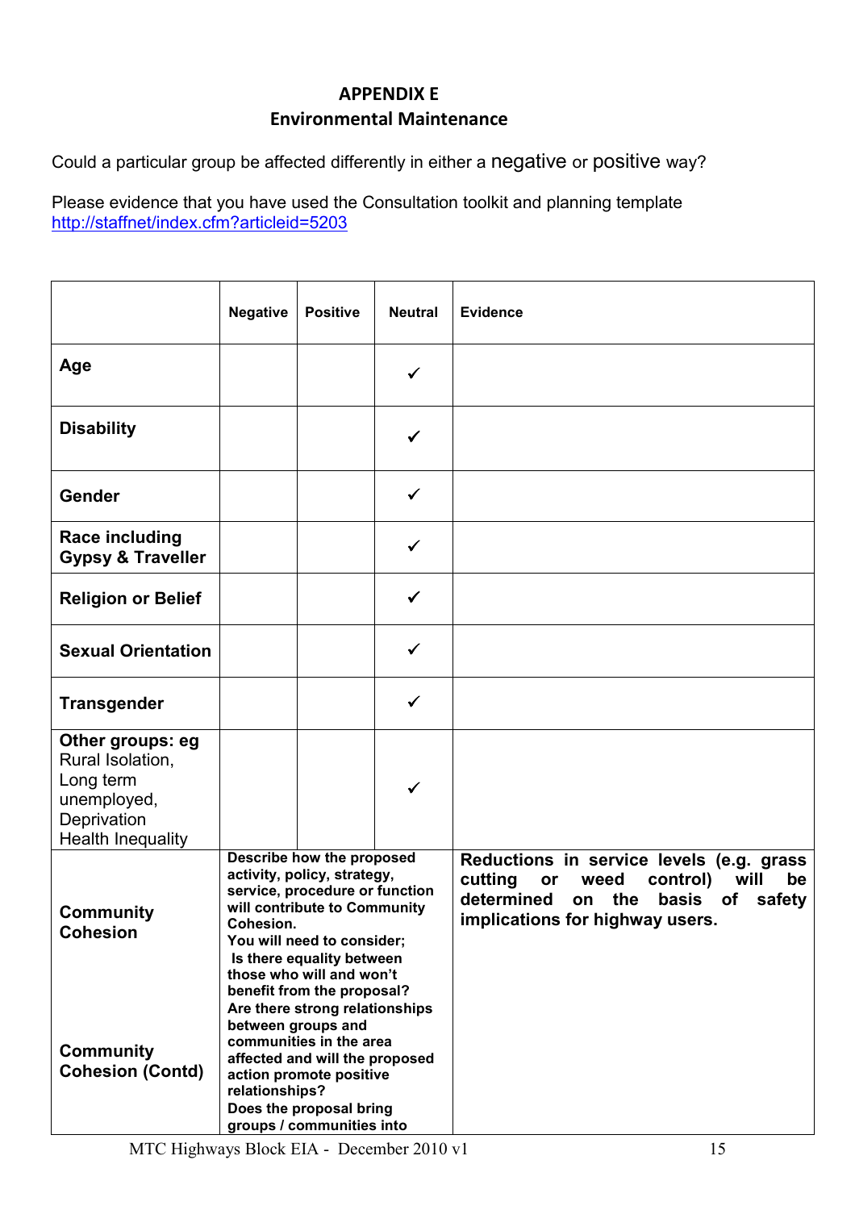## APPENDIX E
## Environmental Maintenance

Could a particular group be affected differently in either a negative or positive way?

Please evidence that you have used the Consultation toolkit and planning template
http://staffnet/index.cfm?articleid=5203

| | Negative | Positive | Neutral | Evidence |
|---|---|---|---|---|
| **Age** | | | ✓ | |
| **Disability** | | | ✓ | |
| **Gender** | | | ✓ | |
| **Race including Gypsy & Traveller** | | | ✓ | |
| **Religion or Belief** | | | ✓ | |
| **Sexual Orientation** | | | ✓ | |
| **Transgender** | | | ✓ | |
| **Other groups: eg** Rural Isolation, Long term unemployed, Deprivation Health Inequality | | | ✓ | |
| **Community Cohesion**<br><br>**Community Cohesion (Contd)** | **Describe how the proposed activity, policy, strategy, service, procedure or function will contribute to Community Cohesion.<br>You will need to consider;<br>Is there equality between those who will and won't benefit from the proposal?<br>Are there strong relationships between groups and communities in the area affected and will the proposed action promote positive relationships?<br>Does the proposal bring groups / communities into** | | | **Reductions in service levels (e.g. grass cutting or weed control) will be determined on the basis of safety implications for highway users.** |

MTC Highways Block EIA - December 2010 v1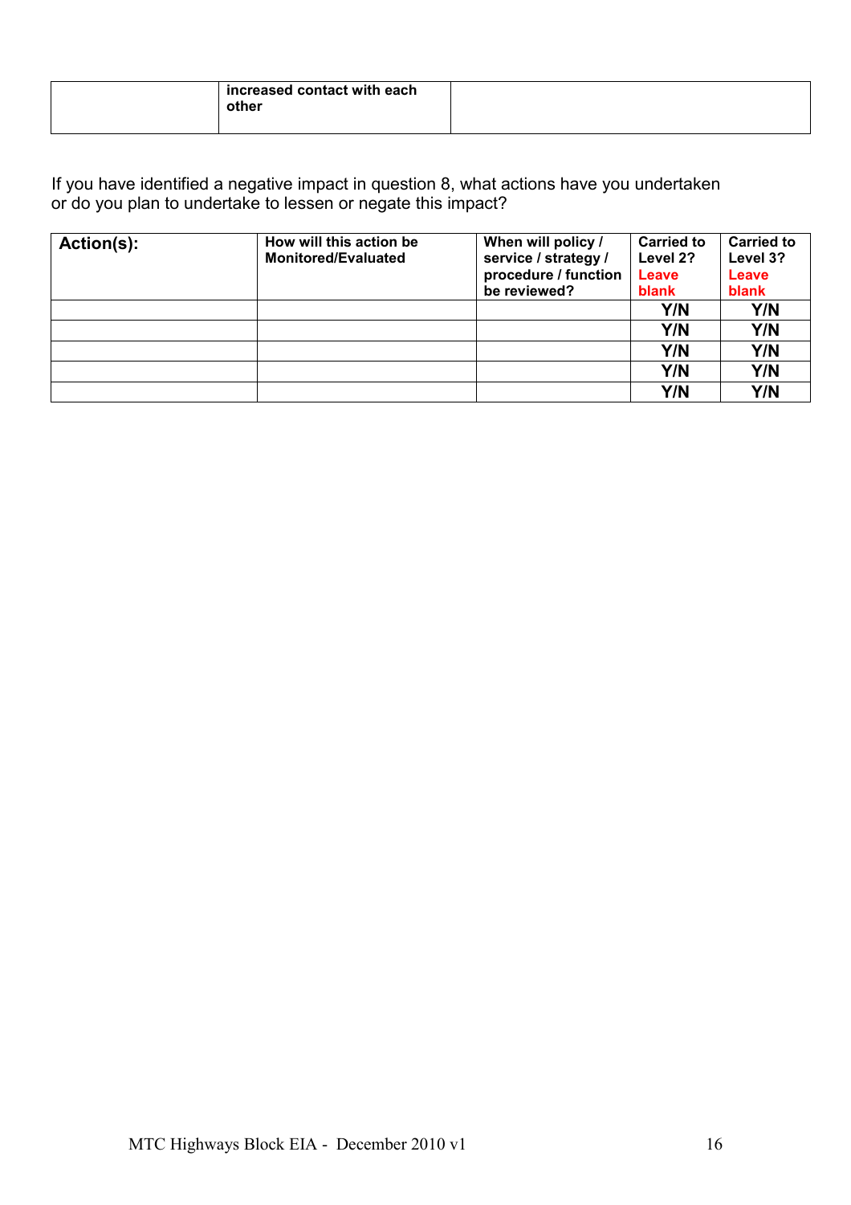| | **increased contact with each other** | |
|---|---|---|

If you have identified a negative impact in question 8, what actions have you undertaken or do you plan to undertake to lessen or negate this impact?

| **Action(s):** | **How will this action be Monitored/Evaluated** | **When will policy / service / strategy / procedure / function be reviewed?** | **Carried to Level 2? Leave blank** | **Carried to Level 3? Leave blank** |
|---|---|---|---|---|
| | | | **Y/N** | **Y/N** |
| | | | **Y/N** | **Y/N** |
| | | | **Y/N** | **Y/N** |
| | | | **Y/N** | **Y/N** |
| | | | **Y/N** | **Y/N** |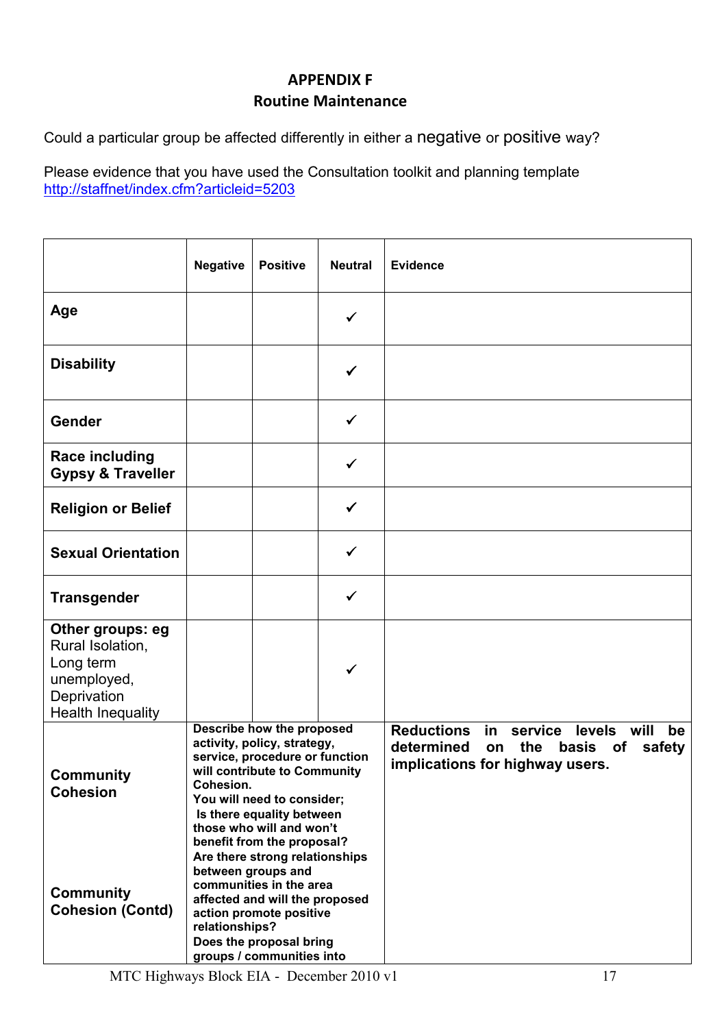## APPENDIX F
## Routine Maintenance

Could a particular group be affected differently in either a negative or positive way?

Please evidence that you have used the Consultation toolkit and planning template http://staffnet/index.cfm?articleid=5203

| | Negative | Positive | Neutral | Evidence |
|---|---|---|---|---|
| **Age** | | | ✓ | |
| **Disability** | | | ✓ | |
| **Gender** | | | ✓ | |
| **Race including Gypsy & Traveller** | | | ✓ | |
| **Religion or Belief** | | | ✓ | |
| **Sexual Orientation** | | | ✓ | |
| **Transgender** | | | ✓ | |
| **Other groups: eg** Rural Isolation, Long term unemployed, Deprivation Health Inequality | | | ✓ | |
| **Community Cohesion**<br><br>**Community Cohesion (Contd)** | **Describe how the proposed activity, policy, strategy, service, procedure or function will contribute to Community Cohesion.**<br>**You will need to consider;**<br>**Is there equality between those who will and won't benefit from the proposal?**<br>**Are there strong relationships between groups and communities in the area affected and will the proposed action promote positive relationships?**<br>**Does the proposal bring groups / communities into** | | | **Reductions in service levels will be determined on the basis of safety implications for highway users.** |

MTC Highways Block EIA - December 2010 v1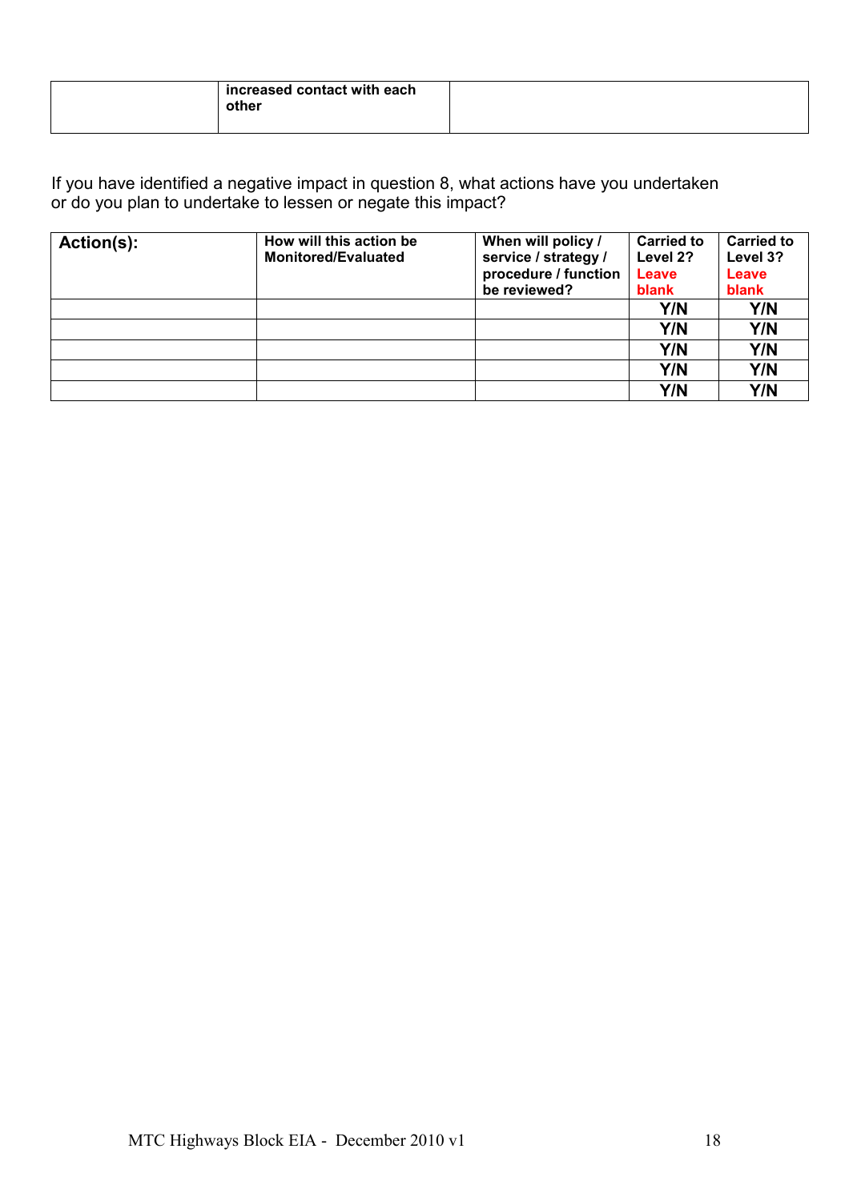| | **increased contact with each other** | |
|---|---|---|

If you have identified a negative impact in question 8, what actions have you undertaken or do you plan to undertake to lessen or negate this impact?

| **Action(s):** | **How will this action be Monitored/Evaluated** | **When will policy / service / strategy / procedure / function be reviewed?** | **Carried to Level 2? Leave blank** | **Carried to Level 3? Leave blank** |
|---|---|---|---|---|
| | | | **Y/N** | **Y/N** |
| | | | **Y/N** | **Y/N** |
| | | | **Y/N** | **Y/N** |
| | | | **Y/N** | **Y/N** |
| | | | **Y/N** | **Y/N** |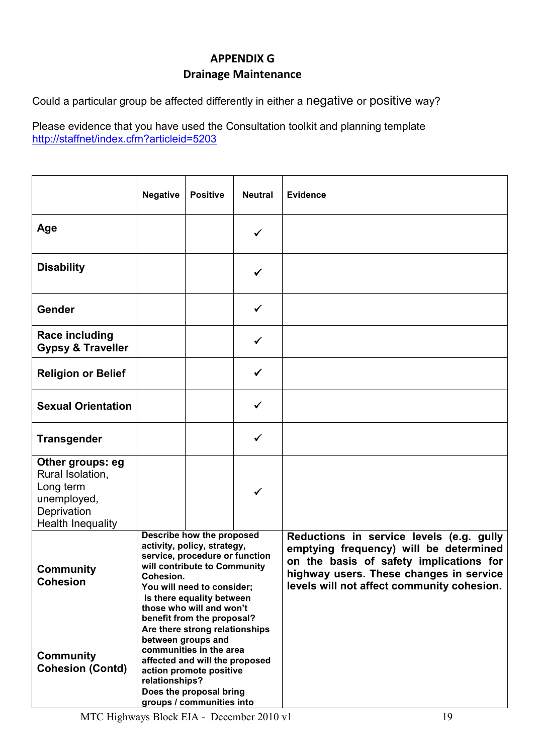# APPENDIX G
## Drainage Maintenance

Could a particular group be affected differently in either a negative or positive way?

Please evidence that you have used the Consultation toolkit and planning template
http://staffnet/index.cfm?articleid=5203

| | Negative | Positive | Neutral | Evidence |
|---|---|---|---|---|
| **Age** | | | ✓ | |
| **Disability** | | | ✓ | |
| **Gender** | | | ✓ | |
| **Race including Gypsy & Traveller** | | | ✓ | |
| **Religion or Belief** | | | ✓ | |
| **Sexual Orientation** | | | ✓ | |
| **Transgender** | | | ✓ | |
| **Other groups: eg** Rural Isolation, Long term unemployed, Deprivation Health Inequality | | | ✓ | |
| **Community Cohesion**<br><br>**Community Cohesion (Contd)** | **Describe how the proposed activity, policy, strategy, service, procedure or function will contribute to Community Cohesion.**<br>**You will need to consider;**<br>**Is there equality between those who will and won't benefit from the proposal?**<br>**Are there strong relationships between groups and communities in the area affected and will the proposed action promote positive relationships?**<br>**Does the proposal bring groups / communities into** | | | **Reductions in service levels (e.g. gully emptying frequency) will be determined on the basis of safety implications for highway users. These changes in service levels will not affect community cohesion.** |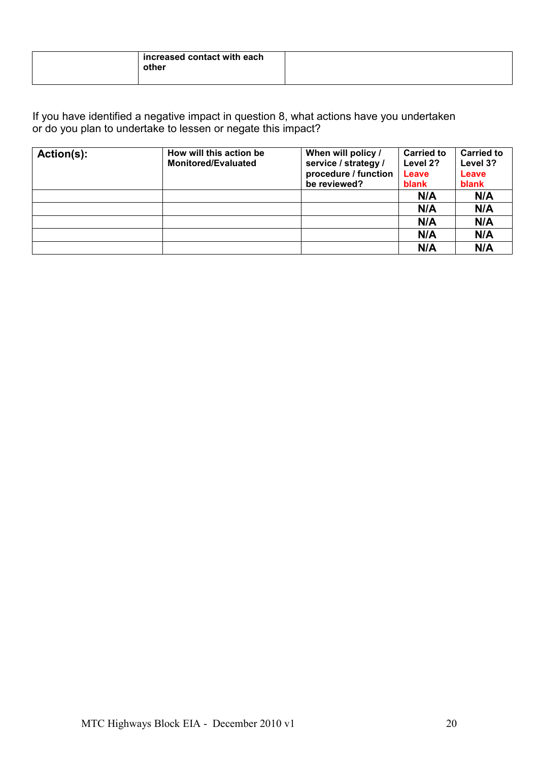| | **increased contact with each other** | |
|---|---|---|

If you have identified a negative impact in question 8, what actions have you undertaken or do you plan to undertake to lessen or negate this impact?

| **Action(s):** | **How will this action be Monitored/Evaluated** | **When will policy / service / strategy / procedure / function be reviewed?** | **Carried to Level 2? Leave blank** | **Carried to Level 3? Leave blank** |
|---|---|---|---|---|
| | | | **N/A** | **N/A** |
| | | | **N/A** | **N/A** |
| | | | **N/A** | **N/A** |
| | | | **N/A** | **N/A** |
| | | | **N/A** | **N/A** |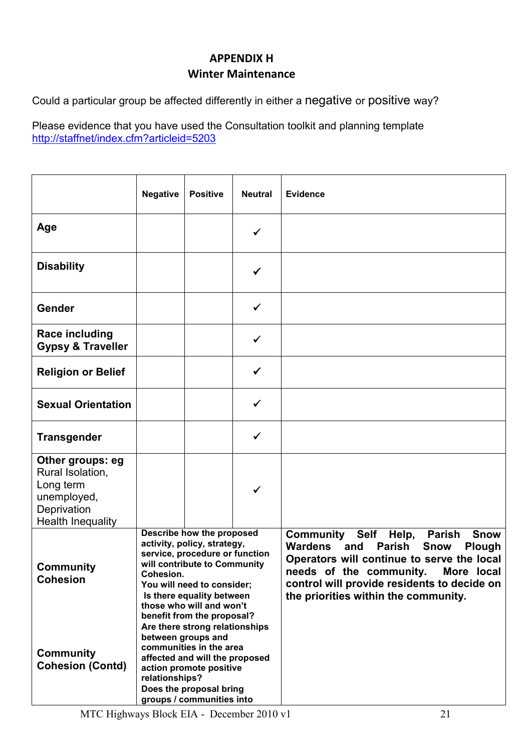## APPENDIX H
## Winter Maintenance

Could a particular group be affected differently in either a negative or positive way?

Please evidence that you have used the Consultation toolkit and planning template http://staffnet/index.cfm?articleid=5203

| | Negative | Positive | Neutral | Evidence |
|---|---|---|---|---|
| **Age** | | | ✓ | |
| **Disability** | | | ✓ | |
| **Gender** | | | ✓ | |
| **Race including Gypsy & Traveller** | | | ✓ | |
| **Religion or Belief** | | | ✓ | |
| **Sexual Orientation** | | | ✓ | |
| **Transgender** | | | ✓ | |
| **Other groups: eg** Rural Isolation, Long term unemployed, Deprivation Health Inequality | | | ✓ | |
| **Community Cohesion**<br><br>**Community Cohesion (Contd)** | **Describe how the proposed activity, policy, strategy, service, procedure or function will contribute to Community Cohesion.**<br>**You will need to consider;**<br>**Is there equality between those who will and won't benefit from the proposal?**<br>**Are there strong relationships between groups and communities in the area affected and will the proposed action promote positive relationships?**<br>**Does the proposal bring groups / communities into** | | | **Community Self Help, Parish Snow Wardens and Parish Snow Plough Operators will continue to serve the local needs of the community. More local control will provide residents to decide on the priorities within the community.** |

MTC Highways Block EIA - December 2010 v1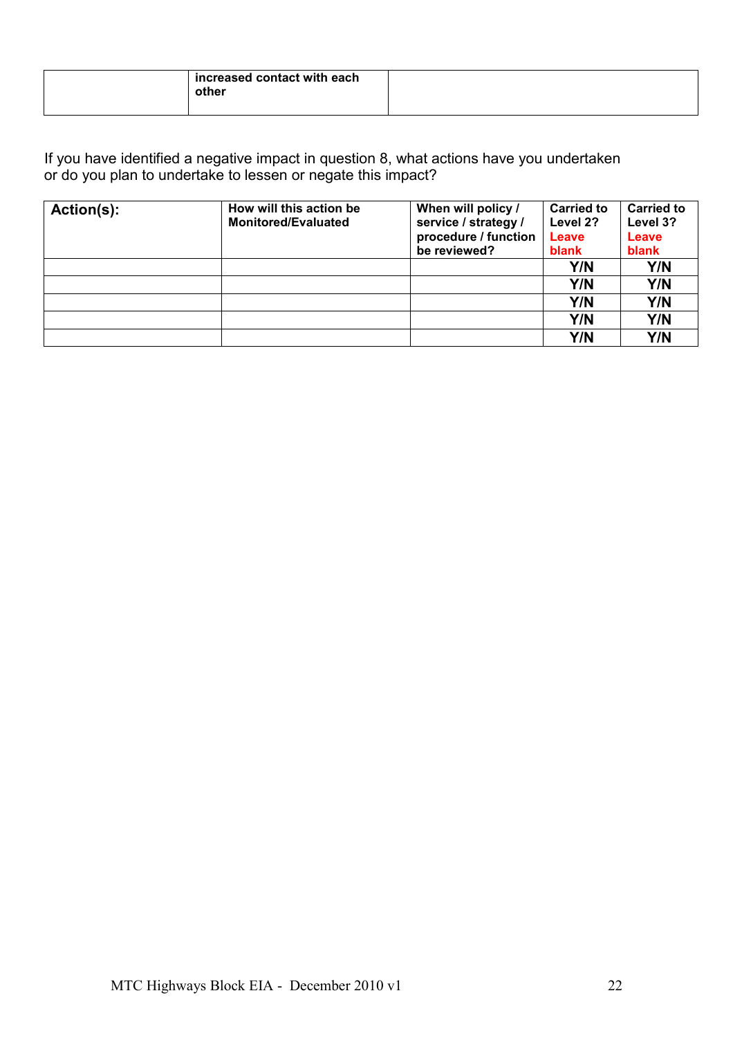|  | **increased contact with each other** |  |
|---|---|---|

If you have identified a negative impact in question 8, what actions have you undertaken or do you plan to undertake to lessen or negate this impact?

| **Action(s):** | **How will this action be Monitored/Evaluated** | **When will policy / service / strategy / procedure / function be reviewed?** | **Carried to Level 2? Leave blank** | **Carried to Level 3? Leave blank** |
|---|---|---|---|---|
|  |  |  | **Y/N** | **Y/N** |
|  |  |  | **Y/N** | **Y/N** |
|  |  |  | **Y/N** | **Y/N** |
|  |  |  | **Y/N** | **Y/N** |
|  |  |  | **Y/N** | **Y/N** |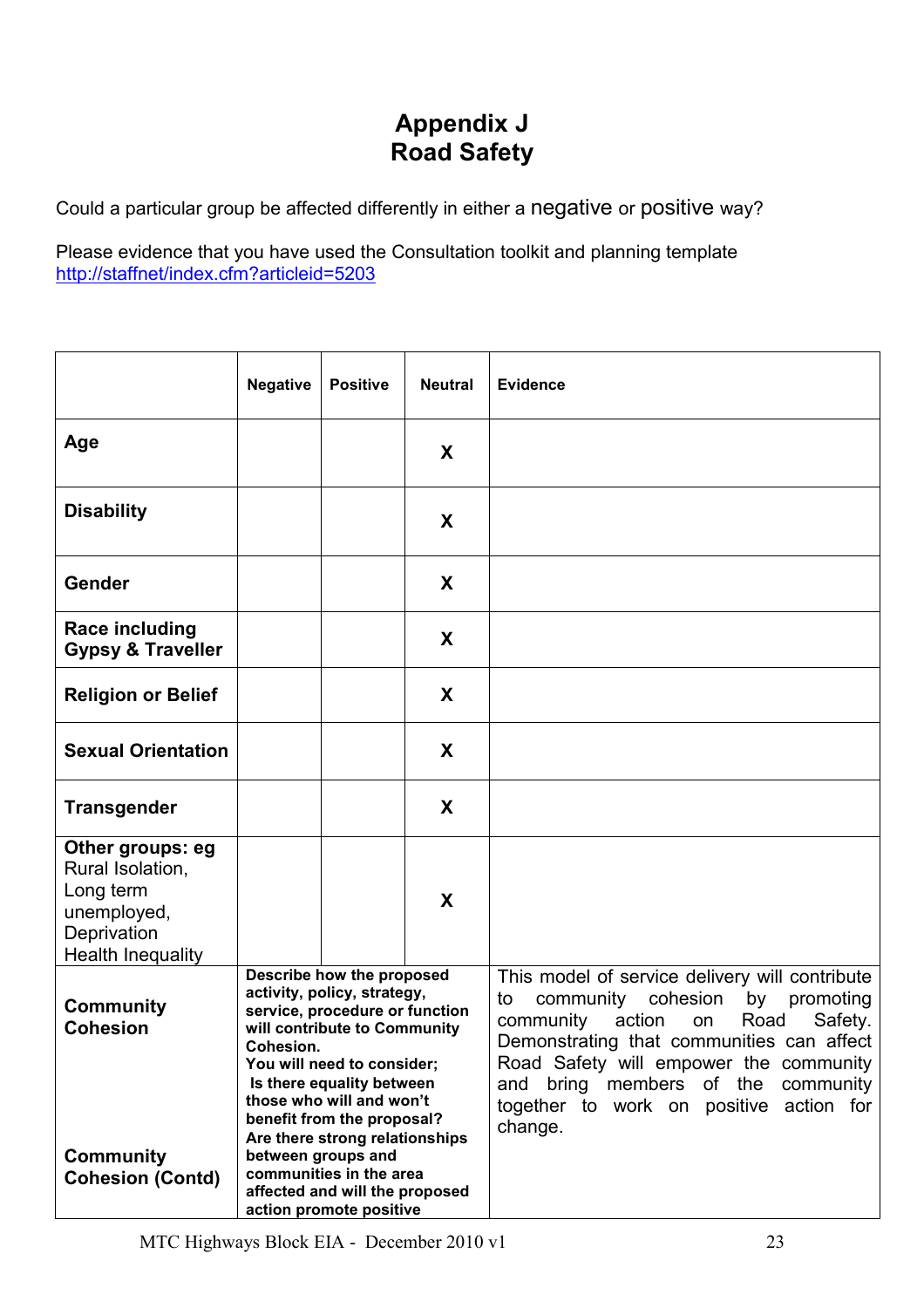# Appendix J
# Road Safety

Could a particular group be affected differently in either a negative or positive way?

Please evidence that you have used the Consultation toolkit and planning template
http://staffnet/index.cfm?articleid=5203

| | Negative | Positive | Neutral | Evidence |
|---|---|---|---|---|
| **Age** | | | **X** | |
| **Disability** | | | **X** | |
| **Gender** | | | **X** | |
| **Race including Gypsy & Traveller** | | | **X** | |
| **Religion or Belief** | | | **X** | |
| **Sexual Orientation** | | | **X** | |
| **Transgender** | | | **X** | |
| **Other groups: eg** Rural Isolation, Long term unemployed, Deprivation Health Inequality | | | **X** | |
| **Community Cohesion**<br><br>**Community Cohesion (Contd)** | **Describe how the proposed activity, policy, strategy, service, procedure or function will contribute to Community Cohesion.**<br>**You will need to consider;**<br>**Is there equality between those who will and won't benefit from the proposal?**<br>**Are there strong relationships between groups and communities in the area affected and will the proposed action promote positive** | | | This model of service delivery will contribute to community cohesion by promoting community action on Road Safety. Demonstrating that communities can affect Road Safety will empower the community and bring members of the community together to work on positive action for change. |

MTC Highways Block EIA - December 2010 v1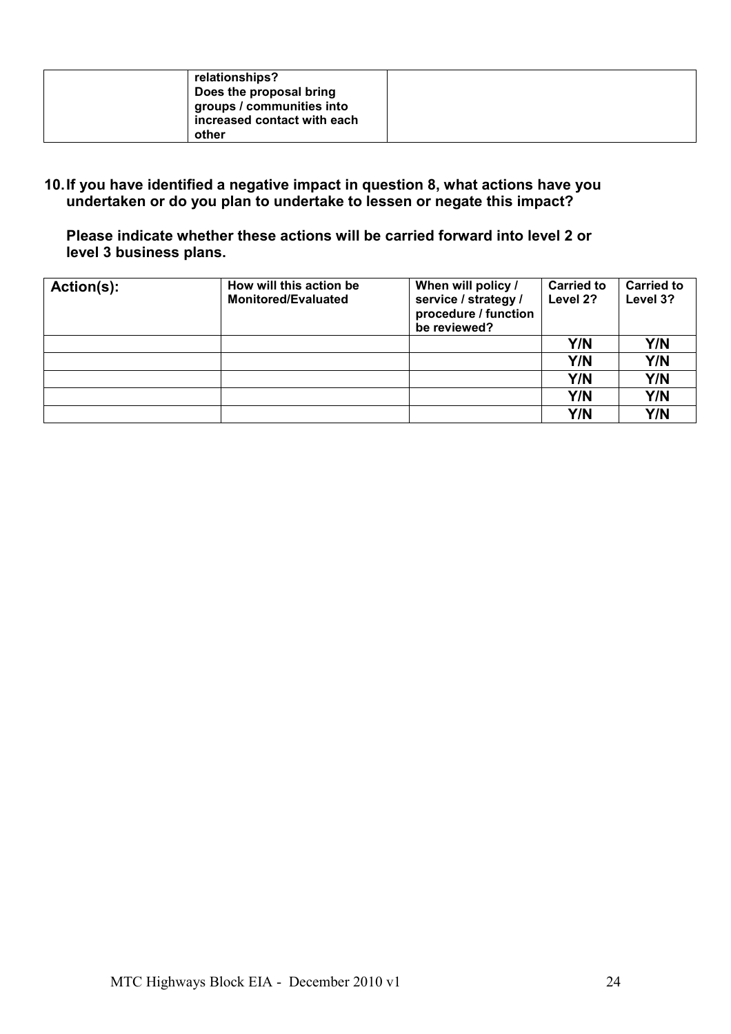| | | |
|---|---|---|
| | relationships?<br>Does the proposal bring groups / communities into increased contact with each other | |

**10. If you have identified a negative impact in question 8, what actions have you undertaken or do you plan to undertake to lessen or negate this impact?**

**Please indicate whether these actions will be carried forward into level 2 or level 3 business plans.**

| Action(s): | How will this action be Monitored/Evaluated | When will policy / service / strategy / procedure / function be reviewed? | Carried to Level 2? | Carried to Level 3? |
|---|---|---|---|---|
| | | | Y/N | Y/N |
| | | | Y/N | Y/N |
| | | | Y/N | Y/N |
| | | | Y/N | Y/N |
| | | | Y/N | Y/N |